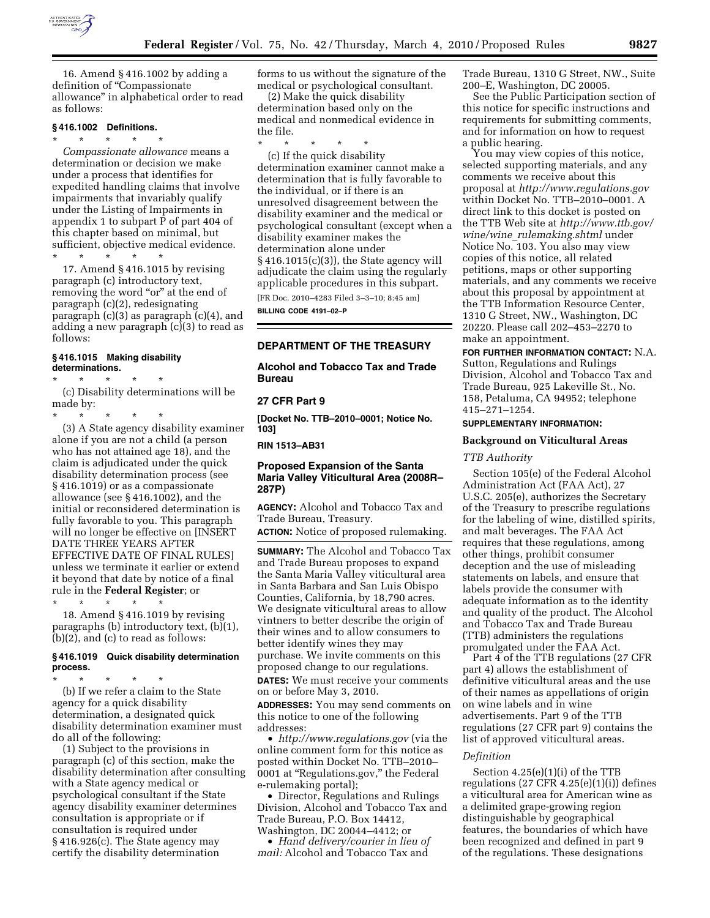16. Amend § 416.1002 by adding a definition of "Compassionate allowance" in alphabetical order to read as follows:

### § 416.1002 Definitions.

\* \* \* \* \*

*Compassionate allowance* means a determination or decision we make under a process that identifies for expedited handling claims that involve impairments that invariably qualify under the Listing of Impairments in appendix 1 to subpart P of part 404 of this chapter based on minimal, but sufficient, objective medical evidence.

\* \* \* \* \*

17. Amend § 416.1015 by revising paragraph (c) introductory text, removing the word "or" at the end of paragraph (c)(2), redesignating paragraph (c)(3) as paragraph (c)(4), and adding a new paragraph (c)(3) to read as follows:

### § 416.1015 Making disability determinations.

\* \* \* \* \*

(c) Disability determinations will be made by:

\* \* \* \* \*

(3) A State agency disability examiner alone if you are not a child (a person who has not attained age 18), and the claim is adjudicated under the quick disability determination process (see § 416.1019) or as a compassionate allowance (see § 416.1002), and the initial or reconsidered determination is fully favorable to you. This paragraph will no longer be effective on [INSERT DATE THREE YEARS AFTER EFFECTIVE DATE OF FINAL RULES] unless we terminate it earlier or extend it beyond that date by notice of a final rule in the **Federal Register**; or

\* \* \* \* \*

18. Amend § 416.1019 by revising paragraphs (b) introductory text, (b)(1), (b)(2), and (c) to read as follows:

### § 416.1019 Quick disability determination process.

\* \* \* \* \*

(b) If we refer a claim to the State agency for a quick disability determination, a designated quick disability determination examiner must do all of the following:

(1) Subject to the provisions in paragraph (c) of this section, make the disability determination after consulting with a State agency medical or psychological consultant if the State agency disability examiner determines consultation is appropriate or if consultation is required under § 416.926(c). The State agency may certify the disability determination forms to us without the signature of the medical or psychological consultant.

(2) Make the quick disability determination based only on the medical and nonmedical evidence in the file.

\* \* \* \* \*

(c) If the quick disability determination examiner cannot make a determination that is fully favorable to the individual, or if there is an unresolved disagreement between the disability examiner and the medical or psychological consultant (except when a disability examiner makes the determination alone under § 416.1015(c)(3)), the State agency will adjudicate the claim using the regularly applicable procedures in this subpart.

[FR Doc. 2010–4283 Filed 3–3–10; 8:45 am]

**BILLING CODE 4191–02–P**

## DEPARTMENT OF THE TREASURY

### Alcohol and Tobacco Tax and Trade Bureau

### 27 CFR Part 9

**[Docket No. TTB–2010–0001; Notice No. 103]**

**RIN 1513–AB31**

### Proposed Expansion of the Santa Maria Valley Viticultural Area (2008R–287P)

**AGENCY:** Alcohol and Tobacco Tax and Trade Bureau, Treasury.

**ACTION:** Notice of proposed rulemaking.

**SUMMARY:** The Alcohol and Tobacco Tax and Trade Bureau proposes to expand the Santa Maria Valley viticultural area in Santa Barbara and San Luis Obispo Counties, California, by 18,790 acres. We designate viticultural areas to allow vintners to better describe the origin of their wines and to allow consumers to better identify wines they may purchase. We invite comments on this proposed change to our regulations.

**DATES:** We must receive your comments on or before May 3, 2010.

**ADDRESSES:** You may send comments on this notice to one of the following addresses:

- *http://www.regulations.gov* (via the online comment form for this notice as posted within Docket No. TTB–2010–0001 at "Regulations.gov," the Federal e-rulemaking portal);
- Director, Regulations and Rulings Division, Alcohol and Tobacco Tax and Trade Bureau, P.O. Box 14412, Washington, DC 20044–4412; or
- *Hand delivery/courier in lieu of mail:* Alcohol and Tobacco Tax and Trade Bureau, 1310 G Street, NW., Suite 200–E, Washington, DC 20005.

See the Public Participation section of this notice for specific instructions and requirements for submitting comments, and for information on how to request a public hearing.

You may view copies of this notice, selected supporting materials, and any comments we receive about this proposal at *http://www.regulations.gov* within Docket No. TTB–2010–0001. A direct link to this docket is posted on the TTB Web site at *http://www.ttb.gov/wine/wine_rulemaking.shtml* under Notice No. 103. You also may view copies of this notice, all related petitions, maps or other supporting materials, and any comments we receive about this proposal by appointment at the TTB Information Resource Center, 1310 G Street, NW., Washington, DC 20220. Please call 202–453–2270 to make an appointment.

**FOR FURTHER INFORMATION CONTACT:** N.A. Sutton, Regulations and Rulings Division, Alcohol and Tobacco Tax and Trade Bureau, 925 Lakeville St., No. 158, Petaluma, CA 94952; telephone 415–271–1254.

**SUPPLEMENTARY INFORMATION:**

#### Background on Viticultural Areas

*TTB Authority*

Section 105(e) of the Federal Alcohol Administration Act (FAA Act), 27 U.S.C. 205(e), authorizes the Secretary of the Treasury to prescribe regulations for the labeling of wine, distilled spirits, and malt beverages. The FAA Act requires that these regulations, among other things, prohibit consumer deception and the use of misleading statements on labels, and ensure that labels provide the consumer with adequate information as to the identity and quality of the product. The Alcohol and Tobacco Tax and Trade Bureau (TTB) administers the regulations promulgated under the FAA Act.

Part 4 of the TTB regulations (27 CFR part 4) allows the establishment of definitive viticultural areas and the use of their names as appellations of origin on wine labels and in wine advertisements. Part 9 of the TTB regulations (27 CFR part 9) contains the list of approved viticultural areas.

*Definition*

Section 4.25(e)(1)(i) of the TTB regulations (27 CFR 4.25(e)(1)(i)) defines a viticultural area for American wine as a delimited grape-growing region distinguishable by geographical features, the boundaries of which have been recognized and defined in part 9 of the regulations. These designations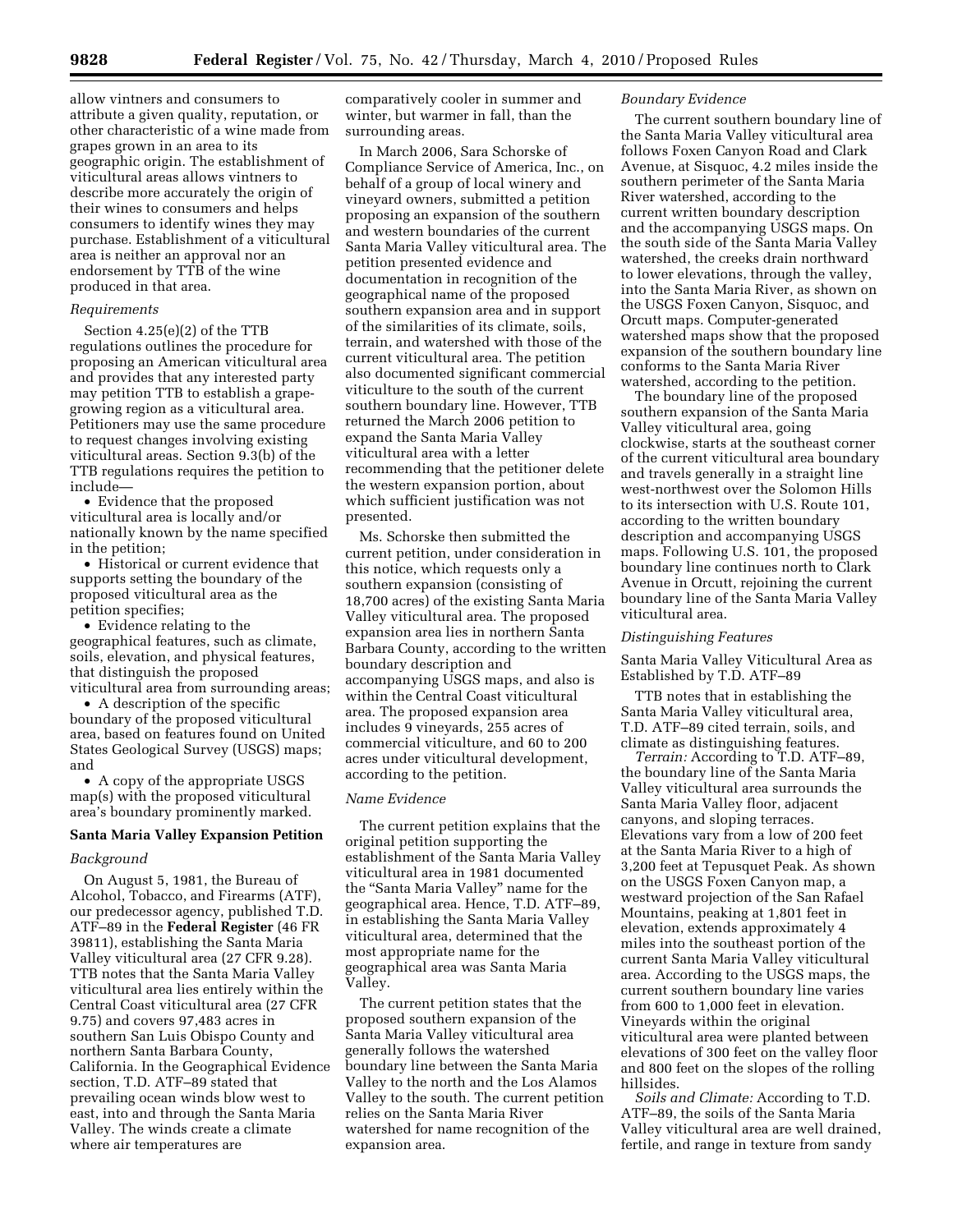allow vintners and consumers to attribute a given quality, reputation, or other characteristic of a wine made from grapes grown in an area to its geographic origin. The establishment of viticultural areas allows vintners to describe more accurately the origin of their wines to consumers and helps consumers to identify wines they may purchase. Establishment of a viticultural area is neither an approval nor an endorsement by TTB of the wine produced in that area.

*Requirements*

Section 4.25(e)(2) of the TTB regulations outlines the procedure for proposing an American viticultural area and provides that any interested party may petition TTB to establish a grape-growing region as a viticultural area. Petitioners may use the same procedure to request changes involving existing viticultural areas. Section 9.3(b) of the TTB regulations requires the petition to include—

- Evidence that the proposed viticultural area is locally and/or nationally known by the name specified in the petition;
- Historical or current evidence that supports setting the boundary of the proposed viticultural area as the petition specifies;
- Evidence relating to the geographical features, such as climate, soils, elevation, and physical features, that distinguish the proposed viticultural area from surrounding areas;
- A description of the specific boundary of the proposed viticultural area, based on features found on United States Geological Survey (USGS) maps; and
- A copy of the appropriate USGS map(s) with the proposed viticultural area's boundary prominently marked.

**Santa Maria Valley Expansion Petition**

*Background*

On August 5, 1981, the Bureau of Alcohol, Tobacco, and Firearms (ATF), our predecessor agency, published T.D. ATF–89 in the **Federal Register** (46 FR 39811), establishing the Santa Maria Valley viticultural area (27 CFR 9.28). TTB notes that the Santa Maria Valley viticultural area lies entirely within the Central Coast viticultural area (27 CFR 9.75) and covers 97,483 acres in southern San Luis Obispo County and northern Santa Barbara County, California. In the Geographical Evidence section, T.D. ATF–89 stated that prevailing ocean winds blow west to east, into and through the Santa Maria Valley. The winds create a climate where air temperatures are comparatively cooler in summer and winter, but warmer in fall, than the surrounding areas.

In March 2006, Sara Schorske of Compliance Service of America, Inc., on behalf of a group of local winery and vineyard owners, submitted a petition proposing an expansion of the southern and western boundaries of the current Santa Maria Valley viticultural area. The petition presented evidence and documentation in recognition of the geographical name of the proposed southern expansion area and in support of the similarities of its climate, soils, terrain, and watershed with those of the current viticultural area. The petition also documented significant commercial viticulture to the south of the current southern boundary line. However, TTB returned the March 2006 petition to expand the Santa Maria Valley viticultural area with a letter recommending that the petitioner delete the western expansion portion, about which sufficient justification was not presented.

Ms. Schorske then submitted the current petition, under consideration in this notice, which requests only a southern expansion (consisting of 18,700 acres) of the existing Santa Maria Valley viticultural area. The proposed expansion area lies in northern Santa Barbara County, according to the written boundary description and accompanying USGS maps, and also is within the Central Coast viticultural area. The proposed expansion area includes 9 vineyards, 255 acres of commercial viticulture, and 60 to 200 acres under viticultural development, according to the petition.

*Name Evidence*

The current petition explains that the original petition supporting the establishment of the Santa Maria Valley viticultural area in 1981 documented the "Santa Maria Valley" name for the geographical area. Hence, T.D. ATF–89, in establishing the Santa Maria Valley viticultural area, determined that the most appropriate name for the geographical area was Santa Maria Valley.

The current petition states that the proposed southern expansion of the Santa Maria Valley viticultural area generally follows the watershed boundary line between the Santa Maria Valley to the north and the Los Alamos Valley to the south. The current petition relies on the Santa Maria River watershed for name recognition of the expansion area.

*Boundary Evidence*

The current southern boundary line of the Santa Maria Valley viticultural area follows Foxen Canyon Road and Clark Avenue, at Sisquoc, 4.2 miles inside the southern perimeter of the Santa Maria River watershed, according to the current written boundary description and the accompanying USGS maps. On the south side of the Santa Maria Valley watershed, the creeks drain northward to lower elevations, through the valley, into the Santa Maria River, as shown on the USGS Foxen Canyon, Sisquoc, and Orcutt maps. Computer-generated watershed maps show that the proposed expansion of the southern boundary line conforms to the Santa Maria River watershed, according to the petition.

The boundary line of the proposed southern expansion of the Santa Maria Valley viticultural area, going clockwise, starts at the southeast corner of the current viticultural area boundary and travels generally in a straight line west-northwest over the Solomon Hills to its intersection with U.S. Route 101, according to the written boundary description and accompanying USGS maps. Following U.S. 101, the proposed boundary line continues north to Clark Avenue in Orcutt, rejoining the current boundary line of the Santa Maria Valley viticultural area.

*Distinguishing Features*

Santa Maria Valley Viticultural Area as Established by T.D. ATF–89

TTB notes that in establishing the Santa Maria Valley viticultural area, T.D. ATF–89 cited terrain, soils, and climate as distinguishing features.

*Terrain:* According to T.D. ATF–89, the boundary line of the Santa Maria Valley viticultural area surrounds the Santa Maria Valley floor, adjacent canyons, and sloping terraces. Elevations vary from a low of 200 feet at the Santa Maria River to a high of 3,200 feet at Tepusquet Peak. As shown on the USGS Foxen Canyon map, a westward projection of the San Rafael Mountains, peaking at 1,801 feet in elevation, extends approximately 4 miles into the southeast portion of the current Santa Maria Valley viticultural area. According to the USGS maps, the current southern boundary line varies from 600 to 1,000 feet in elevation. Vineyards within the original viticultural area were planted between elevations of 300 feet on the valley floor and 800 feet on the slopes of the rolling hillsides.

*Soils and Climate:* According to T.D. ATF–89, the soils of the Santa Maria Valley viticultural area are well drained, fertile, and range in texture from sandy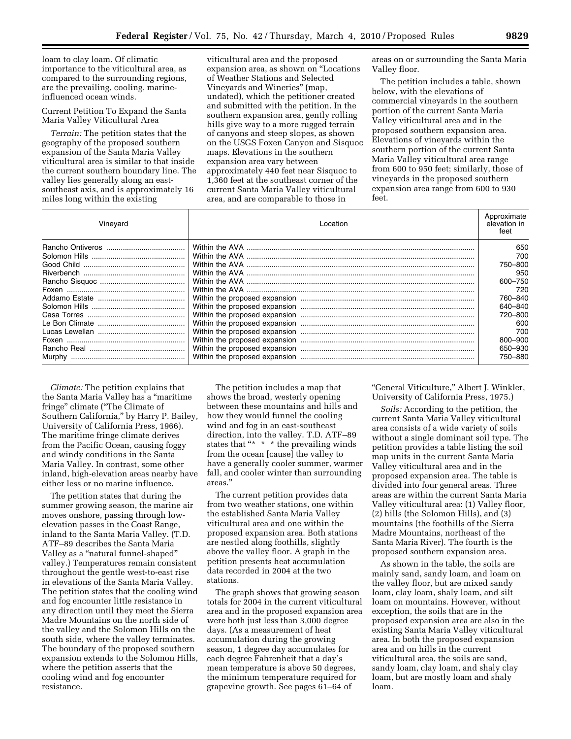loam to clay loam. Of climatic importance to the viticultural area, as compared to the surrounding regions, are the prevailing, cooling, marine-influenced ocean winds.

Current Petition To Expand the Santa Maria Valley Viticultural Area

*Terrain:* The petition states that the geography of the proposed southern expansion of the Santa Maria Valley viticultural area is similar to that inside the current southern boundary line. The valley lies generally along an east-southeast axis, and is approximately 16 miles long within the existing viticultural area and the proposed expansion area, as shown on "Locations of Weather Stations and Selected Vineyards and Wineries" (map, undated), which the petitioner created and submitted with the petition. In the southern expansion area, gently rolling hills give way to a more rugged terrain of canyons and steep slopes, as shown on the USGS Foxen Canyon and Sisquoc maps. Elevations in the southern expansion area vary between approximately 440 feet near Sisquoc to 1,360 feet at the southeast corner of the current Santa Maria Valley viticultural area, and are comparable to those in areas on or surrounding the Santa Maria Valley floor.

The petition includes a table, shown below, with the elevations of commercial vineyards in the southern portion of the current Santa Maria Valley viticultural area and in the proposed southern expansion area. Elevations of vineyards within the southern portion of the current Santa Maria Valley viticultural area range from 600 to 950 feet; similarly, those of vineyards in the proposed southern expansion area range from 600 to 930 feet.

| Vineyard | Location | Approximate elevation in feet |
|---|---|---|
| Rancho Ontiveros | Within the AVA | 650 |
| Solomon Hills | Within the AVA | 700 |
| Good Child | Within the AVA | 750–800 |
| Riverbench | Within the AVA | 950 |
| Rancho Sisquoc | Within the AVA | 600–750 |
| Foxen | Within the AVA | 720 |
| Addamo Estate | Within the proposed expansion | 760–840 |
| Solomon Hills | Within the proposed expansion | 640–840 |
| Casa Torres | Within the proposed expansion | 720–800 |
| Le Bon Climate | Within the proposed expansion | 600 |
| Lucas Lewellan | Within the proposed expansion | 700 |
| Foxen | Within the proposed expansion | 800–900 |
| Rancho Real | Within the proposed expansion | 650–930 |
| Murphy | Within the proposed expansion | 750–880 |

*Climate:* The petition explains that the Santa Maria Valley has a "maritime fringe" climate ("The Climate of Southern California," by Harry P. Bailey, University of California Press, 1966). The maritime fringe climate derives from the Pacific Ocean, causing foggy and windy conditions in the Santa Maria Valley. In contrast, some other inland, high-elevation areas nearby have either less or no marine influence.

The petition states that during the summer growing season, the marine air moves onshore, passing through low-elevation passes in the Coast Range, inland to the Santa Maria Valley. (T.D. ATF–89 describes the Santa Maria Valley as a "natural funnel-shaped" valley.) Temperatures remain consistent throughout the gentle west-to-east rise in elevations of the Santa Maria Valley. The petition states that the cooling wind and fog encounter little resistance in any direction until they meet the Sierra Madre Mountains on the north side of the valley and the Solomon Hills on the south side, where the valley terminates. The boundary of the proposed southern expansion extends to the Solomon Hills, where the petition asserts that the cooling wind and fog encounter resistance.

The petition includes a map that shows the broad, westerly opening between these mountains and hills and how they would funnel the cooling wind and fog in an east-southeast direction, into the valley. T.D. ATF–89 states that "* * * the prevailing winds from the ocean [cause] the valley to have a generally cooler summer, warmer fall, and cooler winter than surrounding areas."

The current petition provides data from two weather stations, one within the established Santa Maria Valley viticultural area and one within the proposed expansion area. Both stations are nestled along foothills, slightly above the valley floor. A graph in the petition presents heat accumulation data recorded in 2004 at the two stations.

The graph shows that growing season totals for 2004 in the current viticultural area and in the proposed expansion area were both just less than 3,000 degree days. (As a measurement of heat accumulation during the growing season, 1 degree day accumulates for each degree Fahrenheit that a day's mean temperature is above 50 degrees, the minimum temperature required for grapevine growth. See pages 61–64 of "General Viticulture," Albert J. Winkler, University of California Press, 1975.)

*Soils:* According to the petition, the current Santa Maria Valley viticultural area consists of a wide variety of soils without a single dominant soil type. The petition provides a table listing the soil map units in the current Santa Maria Valley viticultural area and in the proposed expansion area. The table is divided into four general areas. Three areas are within the current Santa Maria Valley viticultural area: (1) Valley floor, (2) hills (the Solomon Hills), and (3) mountains (the foothills of the Sierra Madre Mountains, northeast of the Santa Maria River). The fourth is the proposed southern expansion area.

As shown in the table, the soils are mainly sand, sandy loam, and loam on the valley floor, but are mixed sandy loam, clay loam, shaly loam, and silt loam on mountains. However, without exception, the soils that are in the proposed expansion area are also in the existing Santa Maria Valley viticultural area. In both the proposed expansion area and on hills in the current viticultural area, the soils are sand, sandy loam, clay loam, and shaly clay loam, but are mostly loam and shaly loam.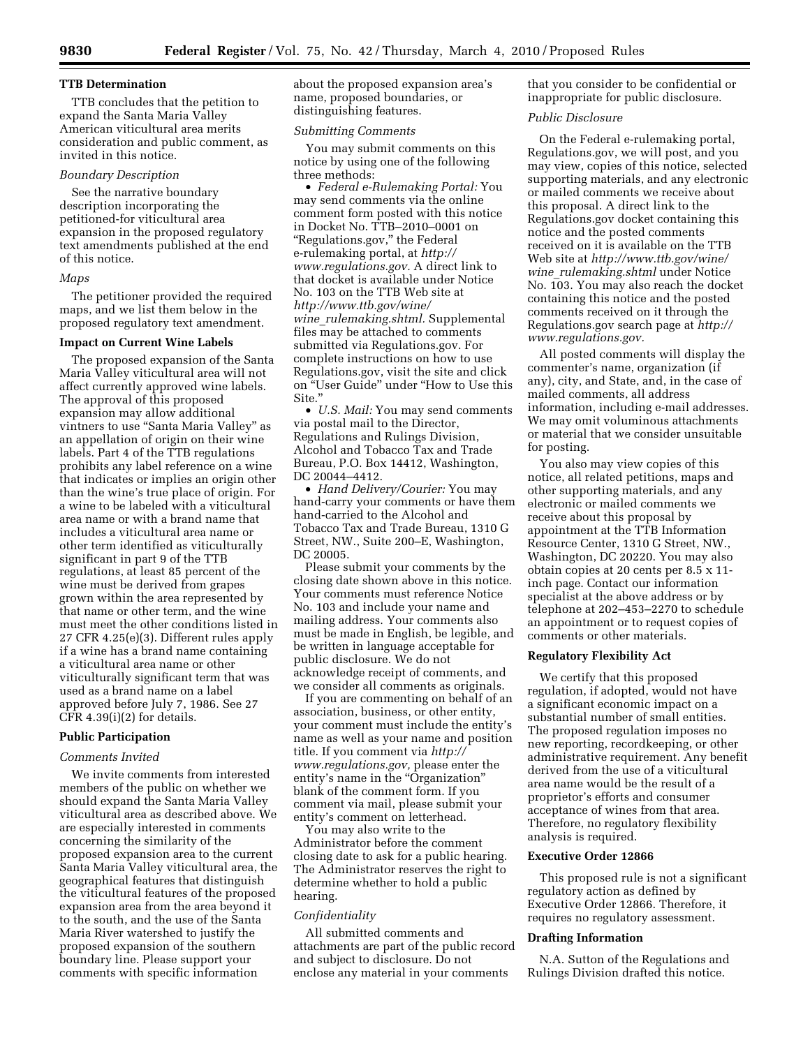### TTB Determination

TTB concludes that the petition to expand the Santa Maria Valley American viticultural area merits consideration and public comment, as invited in this notice.

#### *Boundary Description*

See the narrative boundary description incorporating the petitioned-for viticultural area expansion in the proposed regulatory text amendments published at the end of this notice.

#### *Maps*

The petitioner provided the required maps, and we list them below in the proposed regulatory text amendment.

### Impact on Current Wine Labels

The proposed expansion of the Santa Maria Valley viticultural area will not affect currently approved wine labels. The approval of this proposed expansion may allow additional vintners to use "Santa Maria Valley" as an appellation of origin on their wine labels. Part 4 of the TTB regulations prohibits any label reference on a wine that indicates or implies an origin other than the wine's true place of origin. For a wine to be labeled with a viticultural area name or with a brand name that includes a viticultural area name or other term identified as viticulturally significant in part 9 of the TTB regulations, at least 85 percent of the wine must be derived from grapes grown within the area represented by that name or other term, and the wine must meet the other conditions listed in 27 CFR 4.25(e)(3). Different rules apply if a wine has a brand name containing a viticultural area name or other viticulturally significant term that was used as a brand name on a label approved before July 7, 1986. See 27 CFR 4.39(i)(2) for details.

### Public Participation

#### *Comments Invited*

We invite comments from interested members of the public on whether we should expand the Santa Maria Valley viticultural area as described above. We are especially interested in comments concerning the similarity of the proposed expansion area to the current Santa Maria Valley viticultural area, the geographical features that distinguish the viticultural features of the proposed expansion area from the area beyond it to the south, and the use of the Santa Maria River watershed to justify the proposed expansion of the southern boundary line. Please support your comments with specific information about the proposed expansion area's name, proposed boundaries, or distinguishing features.

#### *Submitting Comments*

You may submit comments on this notice by using one of the following three methods:

- *Federal e-Rulemaking Portal:* You may send comments via the online comment form posted with this notice in Docket No. TTB–2010–0001 on "Regulations.gov," the Federal e-rulemaking portal, at *http://www.regulations.gov.* A direct link to that docket is available under Notice No. 103 on the TTB Web site at *http://www.ttb.gov/wine/wine_rulemaking.shtml.* Supplemental files may be attached to comments submitted via Regulations.gov. For complete instructions on how to use Regulations.gov, visit the site and click on "User Guide" under "How to Use this Site."
- *U.S. Mail:* You may send comments via postal mail to the Director, Regulations and Rulings Division, Alcohol and Tobacco Tax and Trade Bureau, P.O. Box 14412, Washington, DC 20044–4412.
- *Hand Delivery/Courier:* You may hand-carry your comments or have them hand-carried to the Alcohol and Tobacco Tax and Trade Bureau, 1310 G Street, NW., Suite 200–E, Washington, DC 20005.

Please submit your comments by the closing date shown above in this notice. Your comments must reference Notice No. 103 and include your name and mailing address. Your comments also must be made in English, be legible, and be written in language acceptable for public disclosure. We do not acknowledge receipt of comments, and we consider all comments as originals.

If you are commenting on behalf of an association, business, or other entity, your comment must include the entity's name as well as your name and position title. If you comment via *http://www.regulations.gov,* please enter the entity's name in the "Organization" blank of the comment form. If you comment via mail, please submit your entity's comment on letterhead.

You may also write to the Administrator before the comment closing date to ask for a public hearing. The Administrator reserves the right to determine whether to hold a public hearing.

#### *Confidentiality*

All submitted comments and attachments are part of the public record and subject to disclosure. Do not enclose any material in your comments that you consider to be confidential or inappropriate for public disclosure.

#### *Public Disclosure*

On the Federal e-rulemaking portal, Regulations.gov, we will post, and you may view, copies of this notice, selected supporting materials, and any electronic or mailed comments we receive about this proposal. A direct link to the Regulations.gov docket containing this notice and the posted comments received on it is available on the TTB Web site at *http://www.ttb.gov/wine/wine_rulemaking.shtml* under Notice No. 103. You may also reach the docket containing this notice and the posted comments received on it through the Regulations.gov search page at *http://www.regulations.gov.*

All posted comments will display the commenter's name, organization (if any), city, and State, and, in the case of mailed comments, all address information, including e-mail addresses. We may omit voluminous attachments or material that we consider unsuitable for posting.

You also may view copies of this notice, all related petitions, maps and other supporting materials, and any electronic or mailed comments we receive about this proposal by appointment at the TTB Information Resource Center, 1310 G Street, NW., Washington, DC 20220. You may also obtain copies at 20 cents per 8.5 x 11-inch page. Contact our information specialist at the above address or by telephone at 202–453–2270 to schedule an appointment or to request copies of comments or other materials.

### Regulatory Flexibility Act

We certify that this proposed regulation, if adopted, would not have a significant economic impact on a substantial number of small entities. The proposed regulation imposes no new reporting, recordkeeping, or other administrative requirement. Any benefit derived from the use of a viticultural area name would be the result of a proprietor's efforts and consumer acceptance of wines from that area. Therefore, no regulatory flexibility analysis is required.

### Executive Order 12866

This proposed rule is not a significant regulatory action as defined by Executive Order 12866. Therefore, it requires no regulatory assessment.

### Drafting Information

N.A. Sutton of the Regulations and Rulings Division drafted this notice.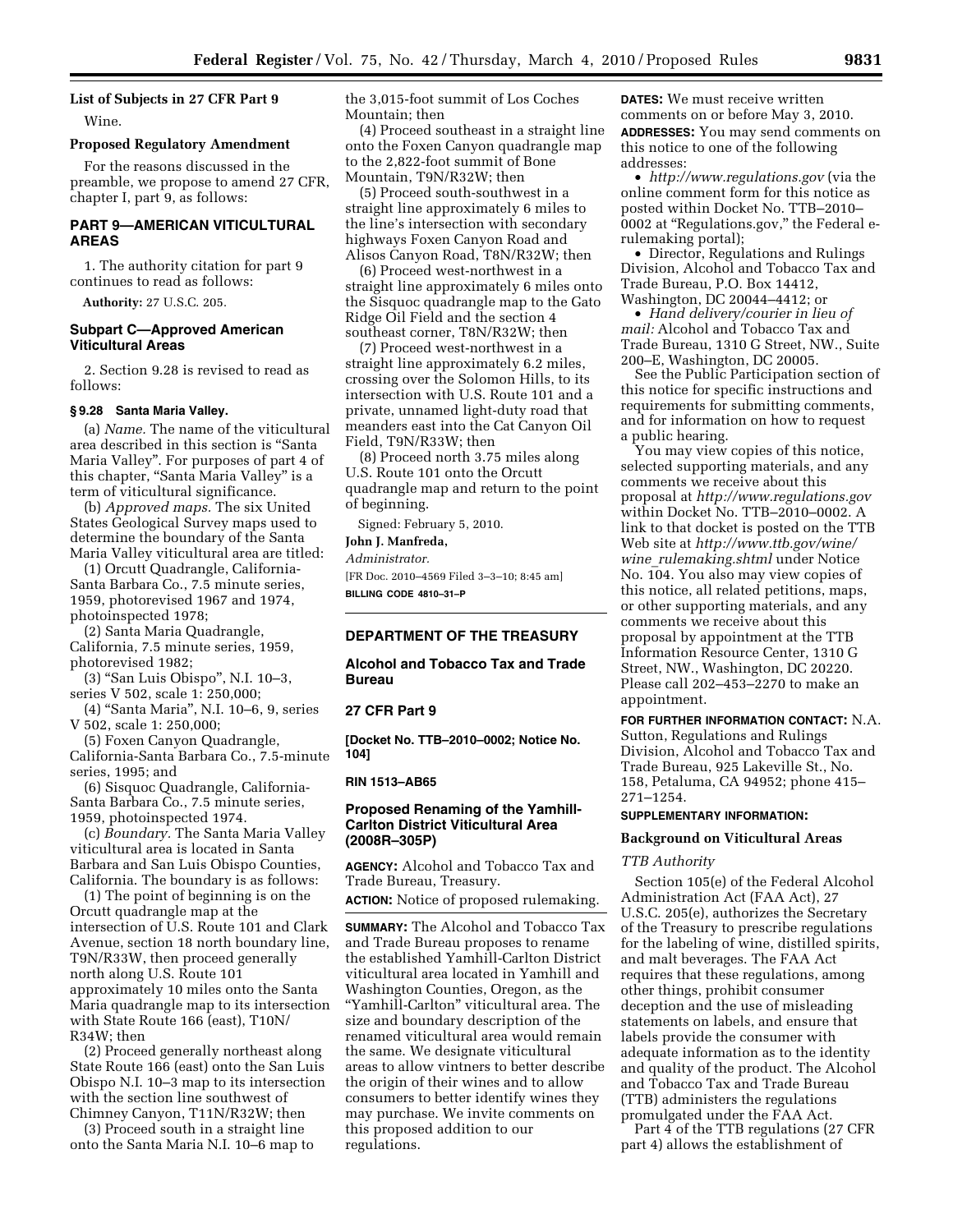### List of Subjects in 27 CFR Part 9

Wine.

### Proposed Regulatory Amendment

For the reasons discussed in the preamble, we propose to amend 27 CFR, chapter I, part 9, as follows:

## PART 9—AMERICAN VITICULTURAL AREAS

1. The authority citation for part 9 continues to read as follows:

**Authority:** 27 U.S.C. 205.

### Subpart C—Approved American Viticultural Areas

2. Section 9.28 is revised to read as follows:

#### § 9.28 Santa Maria Valley.

(a) *Name.* The name of the viticultural area described in this section is "Santa Maria Valley". For purposes of part 4 of this chapter, "Santa Maria Valley" is a term of viticultural significance.

(b) *Approved maps.* The six United States Geological Survey maps used to determine the boundary of the Santa Maria Valley viticultural area are titled:

(1) Orcutt Quadrangle, California-Santa Barbara Co., 7.5 minute series, 1959, photorevised 1967 and 1974, photoinspected 1978;

(2) Santa Maria Quadrangle, California, 7.5 minute series, 1959, photorevised 1982;

(3) "San Luis Obispo", N.I. 10–3, series V 502, scale 1: 250,000;

(4) "Santa Maria", N.I. 10–6, 9, series V 502, scale 1: 250,000;

(5) Foxen Canyon Quadrangle, California-Santa Barbara Co., 7.5-minute series, 1995; and

(6) Sisquoc Quadrangle, California-Santa Barbara Co., 7.5 minute series, 1959, photoinspected 1974.

(c) *Boundary.* The Santa Maria Valley viticultural area is located in Santa Barbara and San Luis Obispo Counties, California. The boundary is as follows:

(1) The point of beginning is on the Orcutt quadrangle map at the intersection of U.S. Route 101 and Clark Avenue, section 18 north boundary line, T9N/R33W, then proceed generally north along U.S. Route 101 approximately 10 miles onto the Santa Maria quadrangle map to its intersection with State Route 166 (east), T10N/R34W; then

(2) Proceed generally northeast along State Route 166 (east) onto the San Luis Obispo N.I. 10–3 map to its intersection with the section line southwest of Chimney Canyon, T11N/R32W; then

(3) Proceed south in a straight line onto the Santa Maria N.I. 10–6 map to the 3,015-foot summit of Los Coches Mountain; then

(4) Proceed southeast in a straight line onto the Foxen Canyon quadrangle map to the 2,822-foot summit of Bone Mountain, T9N/R32W; then

(5) Proceed south-southwest in a straight line approximately 6 miles to the line's intersection with secondary highways Foxen Canyon Road and Alisos Canyon Road, T8N/R32W; then

(6) Proceed west-northwest in a straight line approximately 6 miles onto the Sisquoc quadrangle map to the Gato Ridge Oil Field and the section 4 southeast corner, T8N/R32W; then

(7) Proceed west-northwest in a straight line approximately 6.2 miles, crossing over the Solomon Hills, to its intersection with U.S. Route 101 and a private, unnamed light-duty road that meanders east into the Cat Canyon Oil Field, T9N/R33W; then

(8) Proceed north 3.75 miles along U.S. Route 101 onto the Orcutt quadrangle map and return to the point of beginning.

Signed: February 5, 2010.

**John J. Manfreda,**

*Administrator.*

[FR Doc. 2010–4569 Filed 3–3–10; 8:45 am]

**BILLING CODE 4810–31–P**

---

## DEPARTMENT OF THE TREASURY

### Alcohol and Tobacco Tax and Trade Bureau

### 27 CFR Part 9

**[Docket No. TTB–2010–0002; Notice No. 104]**

**RIN 1513–AB65**

### Proposed Renaming of the Yamhill-Carlton District Viticultural Area (2008R–305P)

**AGENCY:** Alcohol and Tobacco Tax and Trade Bureau, Treasury.

**ACTION:** Notice of proposed rulemaking.

**SUMMARY:** The Alcohol and Tobacco Tax and Trade Bureau proposes to rename the established Yamhill-Carlton District viticultural area located in Yamhill and Washington Counties, Oregon, as the "Yamhill-Carlton" viticultural area. The size and boundary description of the renamed viticultural area would remain the same. We designate viticultural areas to allow vintners to better describe the origin of their wines and to allow consumers to better identify wines they may purchase. We invite comments on this proposed addition to our regulations.

**DATES:** We must receive written comments on or before May 3, 2010.

**ADDRESSES:** You may send comments on this notice to one of the following addresses:

- *http://www.regulations.gov* (via the online comment form for this notice as posted within Docket No. TTB–2010–0002 at "Regulations.gov," the Federal e-rulemaking portal);
- Director, Regulations and Rulings Division, Alcohol and Tobacco Tax and Trade Bureau, P.O. Box 14412, Washington, DC 20044–4412; or
- *Hand delivery/courier in lieu of mail:* Alcohol and Tobacco Tax and Trade Bureau, 1310 G Street, NW., Suite 200–E, Washington, DC 20005.

See the Public Participation section of this notice for specific instructions and requirements for submitting comments, and for information on how to request a public hearing.

You may view copies of this notice, selected supporting materials, and any comments we receive about this proposal at *http://www.regulations.gov* within Docket No. TTB–2010–0002. A link to that docket is posted on the TTB Web site at *http://www.ttb.gov/wine/wine_rulemaking.shtml* under Notice No. 104. You also may view copies of this notice, all related petitions, maps, or other supporting materials, and any comments we receive about this proposal by appointment at the TTB Information Resource Center, 1310 G Street, NW., Washington, DC 20220. Please call 202–453–2270 to make an appointment.

**FOR FURTHER INFORMATION CONTACT:** N.A. Sutton, Regulations and Rulings Division, Alcohol and Tobacco Tax and Trade Bureau, 925 Lakeville St., No. 158, Petaluma, CA 94952; phone 415–271–1254.

**SUPPLEMENTARY INFORMATION:**

### Background on Viticultural Areas

*TTB Authority*

Section 105(e) of the Federal Alcohol Administration Act (FAA Act), 27 U.S.C. 205(e), authorizes the Secretary of the Treasury to prescribe regulations for the labeling of wine, distilled spirits, and malt beverages. The FAA Act requires that these regulations, among other things, prohibit consumer deception and the use of misleading statements on labels, and ensure that labels provide the consumer with adequate information as to the identity and quality of the product. The Alcohol and Tobacco Tax and Trade Bureau (TTB) administers the regulations promulgated under the FAA Act.

Part 4 of the TTB regulations (27 CFR part 4) allows the establishment of